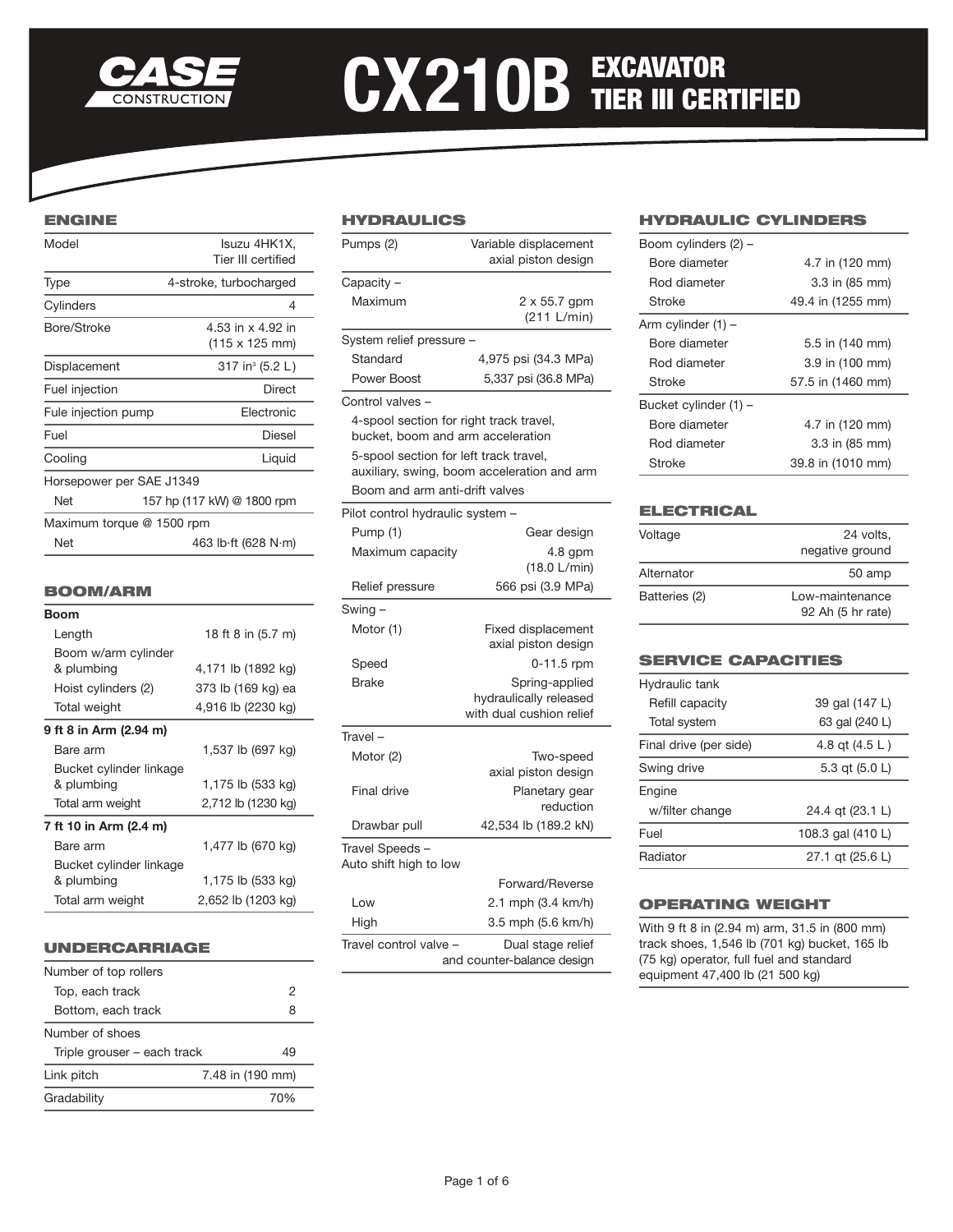# CASE CONSTRUCTION CX210B EXCAVATOR TIER III CERTIFIED

## ENGINE

| | |
|---|---|
| Model | Isuzu 4HK1X, Tier III certified |
| Type | 4-stroke, turbocharged |
| Cylinders | 4 |
| Bore/Stroke | 4.53 in x 4.92 in (115 x 125 mm) |
| Displacement | 317 in³ (5.2 L) |
| Fuel injection | Direct |
| Fule injection pump | Electronic |
| Fuel | Diesel |
| Cooling | Liquid |
| Horsepower per SAE J1349 | |
| Net | 157 hp (117 kW) @ 1800 rpm |
| Maximum torque @ 1500 rpm | |
| Net | 463 lb·ft (628 N·m) |

## BOOM/ARM

| | |
|---|---|
| **Boom** | |
| Length | 18 ft 8 in (5.7 m) |
| Boom w/arm cylinder & plumbing | 4,171 lb (1892 kg) |
| Hoist cylinders (2) | 373 lb (169 kg) ea |
| Total weight | 4,916 lb (2230 kg) |
| **9 ft 8 in Arm (2.94 m)** | |
| Bare arm | 1,537 lb (697 kg) |
| Bucket cylinder linkage & plumbing | 1,175 lb (533 kg) |
| Total arm weight | 2,712 lb (1230 kg) |
| **7 ft 10 in Arm (2.4 m)** | |
| Bare arm | 1,477 lb (670 kg) |
| Bucket cylinder linkage & plumbing | 1,175 lb (533 kg) |
| Total arm weight | 2,652 lb (1203 kg) |

## UNDERCARRIAGE

| | |
|---|---|
| Number of top rollers | |
| Top, each track | 2 |
| Bottom, each track | 8 |
| Number of shoes | |
| Triple grouser – each track | 49 |
| Link pitch | 7.48 in (190 mm) |
| Gradability | 70% |

## HYDRAULICS

| | |
|---|---|
| Pumps (2) | Variable displacement axial piston design |
| Capacity – | |
| Maximum | 2 x 55.7 gpm (211 L/min) |
| System relief pressure – | |
| Standard | 4,975 psi (34.3 MPa) |
| Power Boost | 5,337 psi (36.8 MPa) |
| Control valves – | |
| 4-spool section for right track travel, bucket, boom and arm acceleration | |
| 5-spool section for left track travel, auxiliary, swing, boom acceleration and arm | |
| Boom and arm anti-drift valves | |
| Pilot control hydraulic system – | |
| Pump (1) | Gear design |
| Maximum capacity | 4.8 gpm (18.0 L/min) |
| Relief pressure | 566 psi (3.9 MPa) |
| Swing – | |
| Motor (1) | Fixed displacement axial piston design |
| Speed | 0-11.5 rpm |
| Brake | Spring-applied hydraulically released with dual cushion relief |
| Travel – | |
| Motor (2) | Two-speed axial piston design |
| Final drive | Planetary gear reduction |
| Drawbar pull | 42,534 lb (189.2 kN) |
| Travel Speeds – Auto shift high to low | |
| | Forward/Reverse |
| Low | 2.1 mph (3.4 km/h) |
| High | 3.5 mph (5.6 km/h) |
| Travel control valve – | Dual stage relief and counter-balance design |

## HYDRAULIC CYLINDERS

| | |
|---|---|
| Boom cylinders (2) – | |
| Bore diameter | 4.7 in (120 mm) |
| Rod diameter | 3.3 in (85 mm) |
| Stroke | 49.4 in (1255 mm) |
| Arm cylinder (1) – | |
| Bore diameter | 5.5 in (140 mm) |
| Rod diameter | 3.9 in (100 mm) |
| Stroke | 57.5 in (1460 mm) |
| Bucket cylinder (1) – | |
| Bore diameter | 4.7 in (120 mm) |
| Rod diameter | 3.3 in (85 mm) |
| Stroke | 39.8 in (1010 mm) |

## ELECTRICAL

| | |
|---|---|
| Voltage | 24 volts, negative ground |
| Alternator | 50 amp |
| Batteries (2) | Low-maintenance 92 Ah (5 hr rate) |

## SERVICE CAPACITIES

| | |
|---|---|
| Hydraulic tank | |
| Refill capacity | 39 gal (147 L) |
| Total system | 63 gal (240 L) |
| Final drive (per side) | 4.8 qt (4.5 L ) |
| Swing drive | 5.3 qt (5.0 L) |
| Engine | |
| w/filter change | 24.4 qt (23.1 L) |
| Fuel | 108.3 gal (410 L) |
| Radiator | 27.1 qt (25.6 L) |

## OPERATING WEIGHT

With 9 ft 8 in (2.94 m) arm, 31.5 in (800 mm) track shoes, 1,546 lb (701 kg) bucket, 165 lb (75 kg) operator, full fuel and standard equipment 47,400 lb (21 500 kg)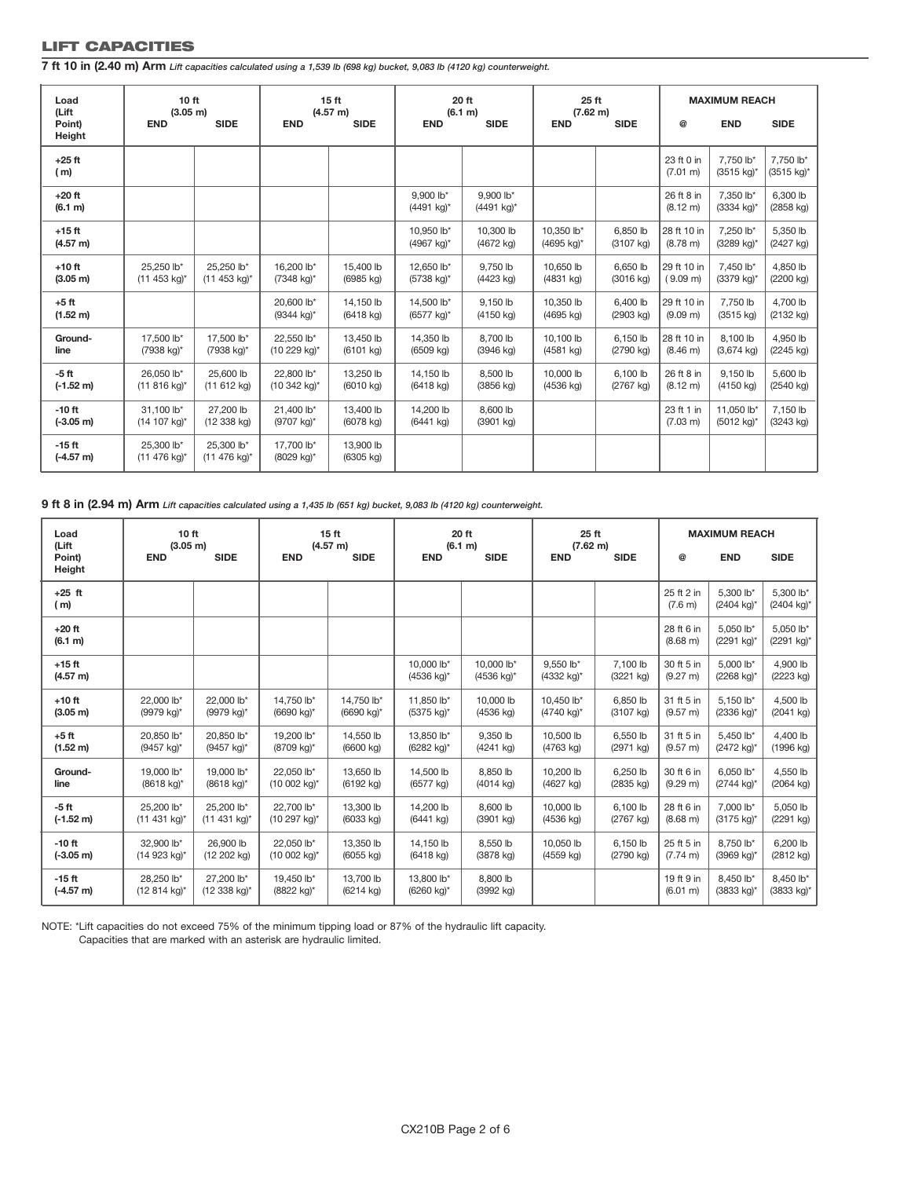## LIFT CAPACITIES

**7 ft 10 in (2.40 m) Arm** *Lift capacities calculated using a 1,539 lb (698 kg) bucket, 9,083 lb (4120 kg) counterweight.*

| Load (Lift Point) Height | 10 ft (3.05 m) | | 15 ft (4.57 m) | | 20 ft (6.1 m) | | 25 ft (7.62 m) | | MAXIMUM REACH | | |
|---|---|---|---|---|---|---|---|---|---|---|---|
| | END | SIDE | END | SIDE | END | SIDE | END | SIDE | @ | END | SIDE |
| +25 ft ( m) | | | | | | | | | 23 ft 0 in (7.01 m) | 7,750 lb* (3515 kg)* | 7,750 lb* (3515 kg)* |
| +20 ft (6.1 m) | | | | | 9,900 lb* (4491 kg)* | 9,900 lb* (4491 kg)* | | | 26 ft 8 in (8.12 m) | 7,350 lb* (3334 kg)* | 6,300 lb (2858 kg) |
| +15 ft (4.57 m) | | | | | 10,950 lb* (4967 kg)* | 10,300 lb (4672 kg) | 10,350 lb* (4695 kg)* | 6,850 lb (3107 kg) | 28 ft 10 in (8.78 m) | 7,250 lb* (3289 kg)* | 5,350 lb (2427 kg) |
| +10 ft (3.05 m) | 25,250 lb* (11 453 kg)* | 25,250 lb* (11 453 kg)* | 16,200 lb* (7348 kg)* | 15,400 lb (6985 kg) | 12,650 lb* (5738 kg)* | 9,750 lb (4423 kg) | 10,650 lb (4831 kg) | 6,650 lb (3016 kg) | 29 ft 10 in ( 9.09 m) | 7,450 lb* (3379 kg)* | 4,850 lb (2200 kg) |
| +5 ft (1.52 m) | | | 20,600 lb* (9344 kg)* | 14,150 lb (6418 kg) | 14,500 lb* (6577 kg)* | 9,150 lb (4150 kg) | 10,350 lb (4695 kg) | 6,400 lb (2903 kg) | 29 ft 10 in (9.09 m) | 7,750 lb (3515 kg) | 4,700 lb (2132 kg) |
| Ground-line | 17,500 lb* (7938 kg)* | 17,500 lb* (7938 kg)* | 22,550 lb* (10 229 kg)* | 13,450 lb (6101 kg) | 14,350 lb (6509 kg) | 8,700 lb (3946 kg) | 10,100 lb (4581 kg) | 6,150 lb (2790 kg) | 28 ft 10 in (8.46 m) | 8,100 lb (3,674 kg) | 4,950 lb (2245 kg) |
| -5 ft (-1.52 m) | 26,050 lb* (11 816 kg)* | 25,600 lb (11 612 kg) | 22,800 lb* (10 342 kg)* | 13,250 lb (6010 kg) | 14,150 lb (6418 kg) | 8,500 lb (3856 kg) | 10,000 lb (4536 kg) | 6,100 lb (2767 kg) | 26 ft 8 in (8.12 m) | 9,150 lb (4150 kg) | 5,600 lb (2540 kg) |
| -10 ft (-3.05 m) | 31,100 lb* (14 107 kg)* | 27,200 lb (12 338 kg) | 21,400 lb* (9707 kg)* | 13,400 lb (6078 kg) | 14,200 lb (6441 kg) | 8,600 lb (3901 kg) | | | 23 ft 1 in (7.03 m) | 11,050 lb* (5012 kg)* | 7,150 lb (3243 kg) |
| -15 ft (-4.57 m) | 25,300 lb* (11 476 kg)* | 25,300 lb* (11 476 kg)* | 17,700 lb* (8029 kg)* | 13,900 lb (6305 kg) | | | | | | | |

**9 ft 8 in (2.94 m) Arm** *Lift capacities calculated using a 1,435 lb (651 kg) bucket, 9,083 lb (4120 kg) counterweight.*

| Load (Lift Point) Height | 10 ft (3.05 m) | | 15 ft (4.57 m) | | 20 ft (6.1 m) | | 25 ft (7.62 m) | | MAXIMUM REACH | | |
|---|---|---|---|---|---|---|---|---|---|---|---|
| | END | SIDE | END | SIDE | END | SIDE | END | SIDE | @ | END | SIDE |
| +25 ft ( m) | | | | | | | | | 25 ft 2 in (7.6 m) | 5,300 lb* (2404 kg)* | 5,300 lb* (2404 kg)* |
| +20 ft (6.1 m) | | | | | | | | | 28 ft 6 in (8.68 m) | 5,050 lb* (2291 kg)* | 5,050 lb* (2291 kg)* |
| +15 ft (4.57 m) | | | | | 10,000 lb* (4536 kg)* | 10,000 lb* (4536 kg)* | 9,550 lb* (4332 kg)* | 7,100 lb (3221 kg) | 30 ft 5 in (9.27 m) | 5,000 lb* (2268 kg)* | 4,900 lb (2223 kg) |
| +10 ft (3.05 m) | 22,000 lb* (9979 kg)* | 22,000 lb* (9979 kg)* | 14,750 lb* (6690 kg)* | 14,750 lb* (6690 kg)* | 11,850 lb* (5375 kg)* | 10,000 lb (4536 kg) | 10,450 lb* (4740 kg)* | 6,850 lb (3107 kg) | 31 ft 5 in (9.57 m) | 5,150 lb* (2336 kg)* | 4,500 lb (2041 kg) |
| +5 ft (1.52 m) | 20,850 lb* (9457 kg)* | 20,850 lb* (9457 kg)* | 19,200 lb* (8709 kg)* | 14,550 lb (6600 kg) | 13,850 lb* (6282 kg)* | 9,350 lb (4241 kg) | 10,500 lb (4763 kg) | 6,550 lb (2971 kg) | 31 ft 5 in (9.57 m) | 5,450 lb* (2472 kg)* | 4,400 lb (1996 kg) |
| Ground-line | 19,000 lb* (8618 kg)* | 19,000 lb* (8618 kg)* | 22,050 lb* (10 002 kg)* | 13,650 lb (6192 kg) | 14,500 lb (6577 kg) | 8,850 lb (4014 kg) | 10,200 lb (4627 kg) | 6,250 lb (2835 kg) | 30 ft 6 in (9.29 m) | 6,050 lb* (2744 kg)* | 4,550 lb (2064 kg) |
| -5 ft (-1.52 m) | 25,200 lb* (11 431 kg)* | 25,200 lb* (11 431 kg)* | 22,700 lb* (10 297 kg)* | 13,300 lb (6033 kg) | 14,200 lb (6441 kg) | 8,600 lb (3901 kg) | 10,000 lb (4536 kg) | 6,100 lb (2767 kg) | 28 ft 6 in (8.68 m) | 7,000 lb* (3175 kg)* | 5,050 lb (2291 kg) |
| -10 ft (-3.05 m) | 32,900 lb* (14 923 kg)* | 26,900 lb (12 202 kg) | 22,050 lb* (10 002 kg)* | 13,350 lb (6055 kg) | 14,150 lb (6418 kg) | 8,550 lb (3878 kg) | 10,050 lb (4559 kg) | 6,150 lb (2790 kg) | 25 ft 5 in (7.74 m) | 8,750 lb* (3969 kg)* | 6,200 lb (2812 kg) |
| -15 ft (-4.57 m) | 28,250 lb* (12 814 kg)* | 27,200 lb* (12 338 kg)* | 19,450 lb* (8822 kg)* | 13,700 lb (6214 kg) | 13,800 lb* (6260 kg)* | 8,800 lb (3992 kg) | | | 19 ft 9 in (6.01 m) | 8,450 lb* (3833 kg)* | 8,450 lb* (3833 kg)* |

NOTE: *Lift capacities do not exceed 75% of the minimum tipping load or 87% of the hydraulic lift capacity.
Capacities that are marked with an asterisk are hydraulic limited.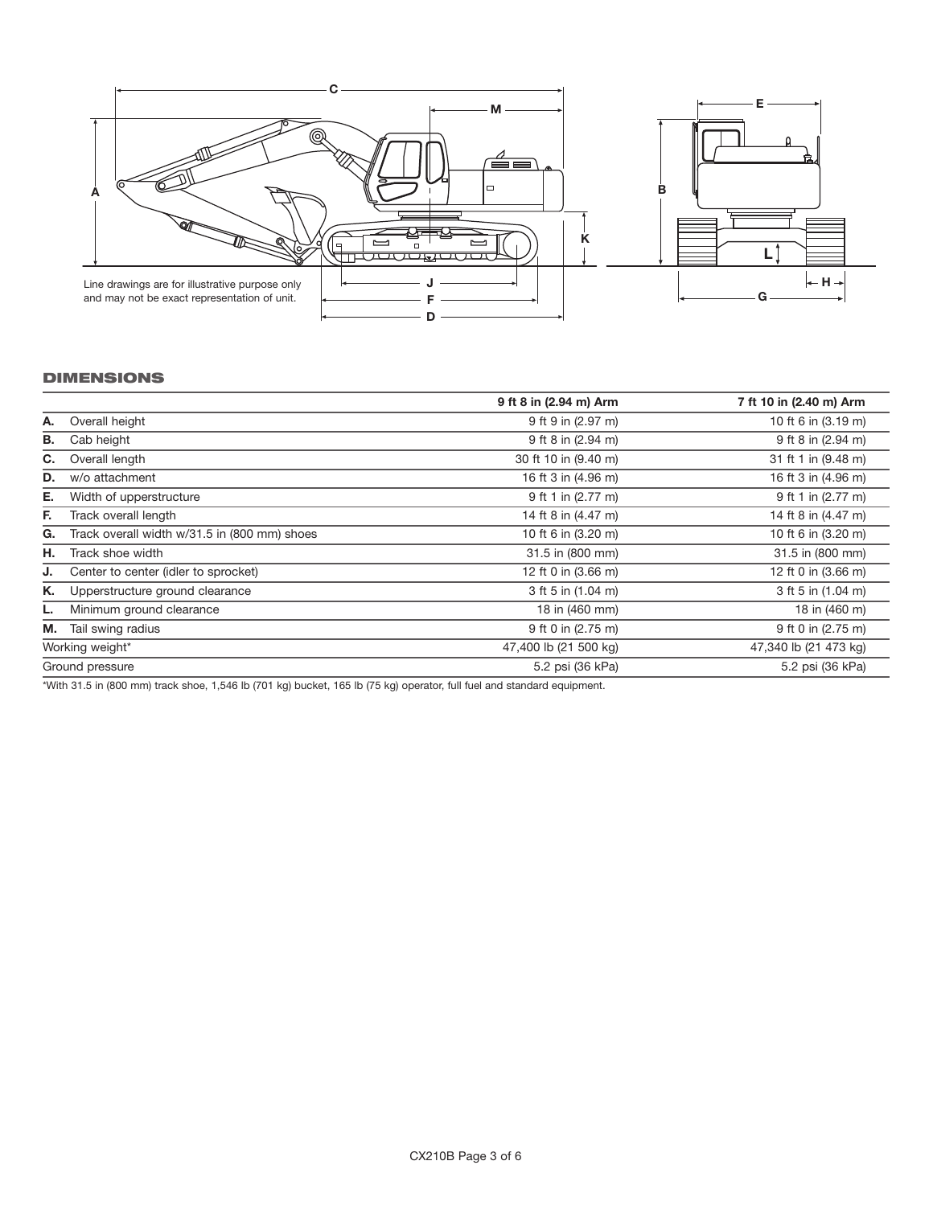Line drawings are for illustrative purpose only and may not be exact representation of unit.

## DIMENSIONS

| | | 9 ft 8 in (2.94 m) Arm | 7 ft 10 in (2.40 m) Arm |
|---|---|---|---|
| **A.** | Overall height | 9 ft 9 in (2.97 m) | 10 ft 6 in (3.19 m) |
| **B.** | Cab height | 9 ft 8 in (2.94 m) | 9 ft 8 in (2.94 m) |
| **C.** | Overall length | 30 ft 10 in (9.40 m) | 31 ft 1 in (9.48 m) |
| **D.** | w/o attachment | 16 ft 3 in (4.96 m) | 16 ft 3 in (4.96 m) |
| **E.** | Width of upperstructure | 9 ft 1 in (2.77 m) | 9 ft 1 in (2.77 m) |
| **F.** | Track overall length | 14 ft 8 in (4.47 m) | 14 ft 8 in (4.47 m) |
| **G.** | Track overall width w/31.5 in (800 mm) shoes | 10 ft 6 in (3.20 m) | 10 ft 6 in (3.20 m) |
| **H.** | Track shoe width | 31.5 in (800 mm) | 31.5 in (800 mm) |
| **J.** | Center to center (idler to sprocket) | 12 ft 0 in (3.66 m) | 12 ft 0 in (3.66 m) |
| **K.** | Upperstructure ground clearance | 3 ft 5 in (1.04 m) | 3 ft 5 in (1.04 m) |
| **L.** | Minimum ground clearance | 18 in (460 mm) | 18 in (460 m) |
| **M.** | Tail swing radius | 9 ft 0 in (2.75 m) | 9 ft 0 in (2.75 m) |
| Working weight* | | 47,400 lb (21 500 kg) | 47,340 lb (21 473 kg) |
| Ground pressure | | 5.2 psi (36 kPa) | 5.2 psi (36 kPa) |

*With 31.5 in (800 mm) track shoe, 1,546 lb (701 kg) bucket, 165 lb (75 kg) operator, full fuel and standard equipment.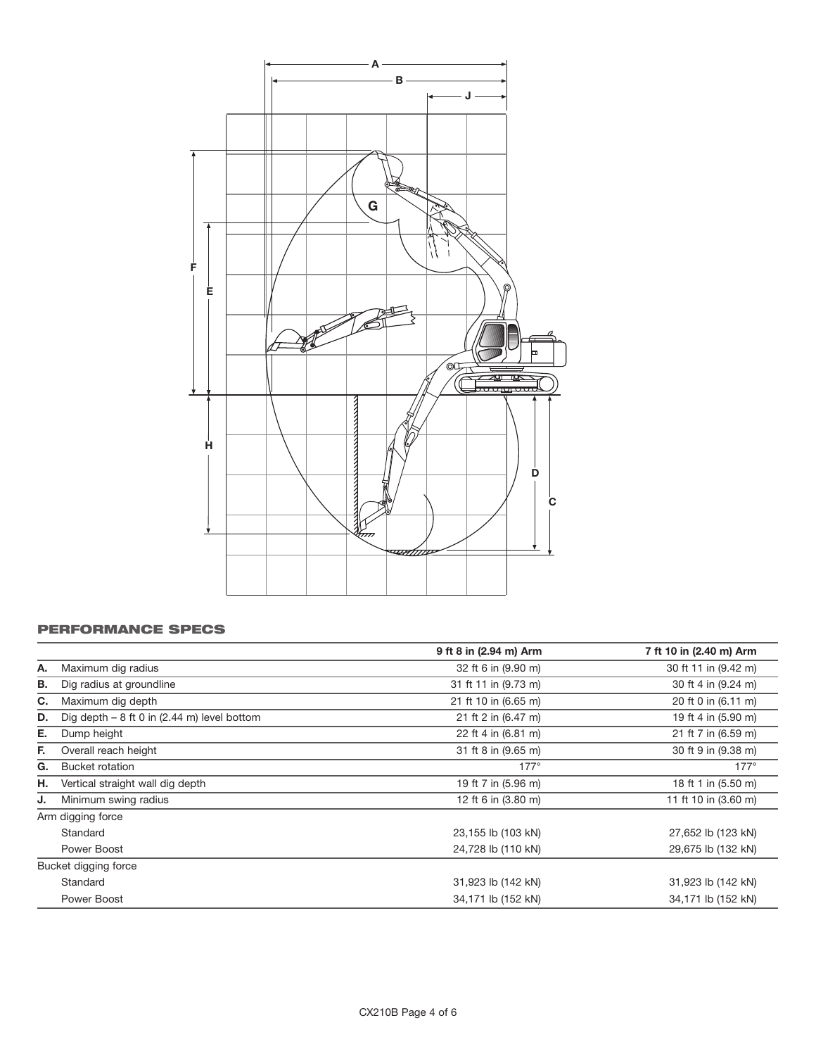## PERFORMANCE SPECS

| | | 9 ft 8 in (2.94 m) Arm | 7 ft 10 in (2.40 m) Arm |
|---|---|---|---|
| A. | Maximum dig radius | 32 ft 6 in (9.90 m) | 30 ft 11 in (9.42 m) |
| B. | Dig radius at groundline | 31 ft 11 in (9.73 m) | 30 ft 4 in (9.24 m) |
| C. | Maximum dig depth | 21 ft 10 in (6.65 m) | 20 ft 0 in (6.11 m) |
| D. | Dig depth – 8 ft 0 in (2.44 m) level bottom | 21 ft 2 in (6.47 m) | 19 ft 4 in (5.90 m) |
| E. | Dump height | 22 ft 4 in (6.81 m) | 21 ft 7 in (6.59 m) |
| F. | Overall reach height | 31 ft 8 in (9.65 m) | 30 ft 9 in (9.38 m) |
| G. | Bucket rotation | 177° | 177° |
| H. | Vertical straight wall dig depth | 19 ft 7 in (5.96 m) | 18 ft 1 in (5.50 m) |
| J. | Minimum swing radius | 12 ft 6 in (3.80 m) | 11 ft 10 in (3.60 m) |
| Arm digging force | | | |
| | Standard | 23,155 lb (103 kN) | 27,652 lb (123 kN) |
| | Power Boost | 24,728 lb (110 kN) | 29,675 lb (132 kN) |
| Bucket digging force | | | |
| | Standard | 31,923 lb (142 kN) | 31,923 lb (142 kN) |
| | Power Boost | 34,171 lb (152 kN) | 34,171 lb (152 kN) |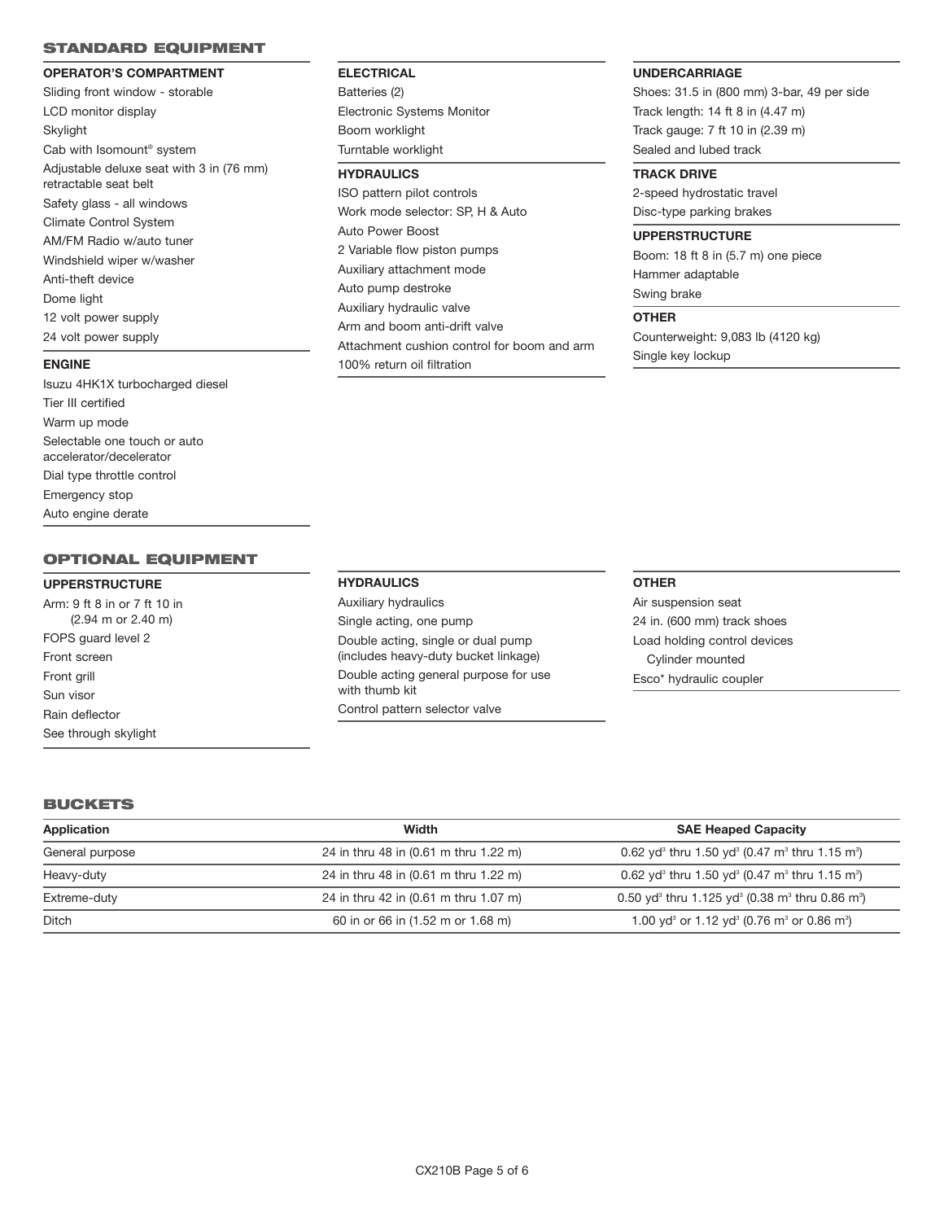## STANDARD EQUIPMENT

### OPERATOR'S COMPARTMENT

Sliding front window - storable
LCD monitor display
Skylight
Cab with Isomount® system
Adjustable deluxe seat with 3 in (76 mm) retractable seat belt
Safety glass - all windows
Climate Control System
AM/FM Radio w/auto tuner
Windshield wiper w/washer
Anti-theft device
Dome light
12 volt power supply
24 volt power supply

### ENGINE

Isuzu 4HK1X turbocharged diesel
Tier III certified
Warm up mode
Selectable one touch or auto accelerator/decelerator
Dial type throttle control
Emergency stop
Auto engine derate

### ELECTRICAL

Batteries (2)
Electronic Systems Monitor
Boom worklight
Turntable worklight

### HYDRAULICS

ISO pattern pilot controls
Work mode selector: SP, H & Auto
Auto Power Boost
2 Variable flow piston pumps
Auxiliary attachment mode
Auto pump destroke
Auxiliary hydraulic valve
Arm and boom anti-drift valve
Attachment cushion control for boom and arm
100% return oil filtration

### UNDERCARRIAGE

Shoes: 31.5 in (800 mm) 3-bar, 49 per side
Track length: 14 ft 8 in (4.47 m)
Track gauge: 7 ft 10 in (2.39 m)
Sealed and lubed track

### TRACK DRIVE

2-speed hydrostatic travel
Disc-type parking brakes

### UPPERSTRUCTURE

Boom: 18 ft 8 in (5.7 m) one piece
Hammer adaptable
Swing brake

### OTHER

Counterweight: 9,083 lb (4120 kg)
Single key lockup

## OPTIONAL EQUIPMENT

### UPPERSTRUCTURE

Arm: 9 ft 8 in or 7 ft 10 in (2.94 m or 2.40 m)
FOPS guard level 2
Front screen
Front grill
Sun visor
Rain deflector
See through skylight

### HYDRAULICS

Auxiliary hydraulics
Single acting, one pump
Double acting, single or dual pump (includes heavy-duty bucket linkage)
Double acting general purpose for use with thumb kit
Control pattern selector valve

### OTHER

Air suspension seat
24 in. (600 mm) track shoes
Load holding control devices
  Cylinder mounted
Esco* hydraulic coupler

## BUCKETS

| Application | Width | SAE Heaped Capacity |
|---|---|---|
| General purpose | 24 in thru 48 in (0.61 m thru 1.22 m) | 0.62 yd³ thru 1.50 yd³ (0.47 m³ thru 1.15 m³) |
| Heavy-duty | 24 in thru 48 in (0.61 m thru 1.22 m) | 0.62 yd³ thru 1.50 yd³ (0.47 m³ thru 1.15 m³) |
| Extreme-duty | 24 in thru 42 in (0.61 m thru 1.07 m) | 0.50 yd³ thru 1.125 yd³ (0.38 m³ thru 0.86 m³) |
| Ditch | 60 in or 66 in (1.52 m or 1.68 m) | 1.00 yd³ or 1.12 yd³ (0.76 m³ or 0.86 m³) |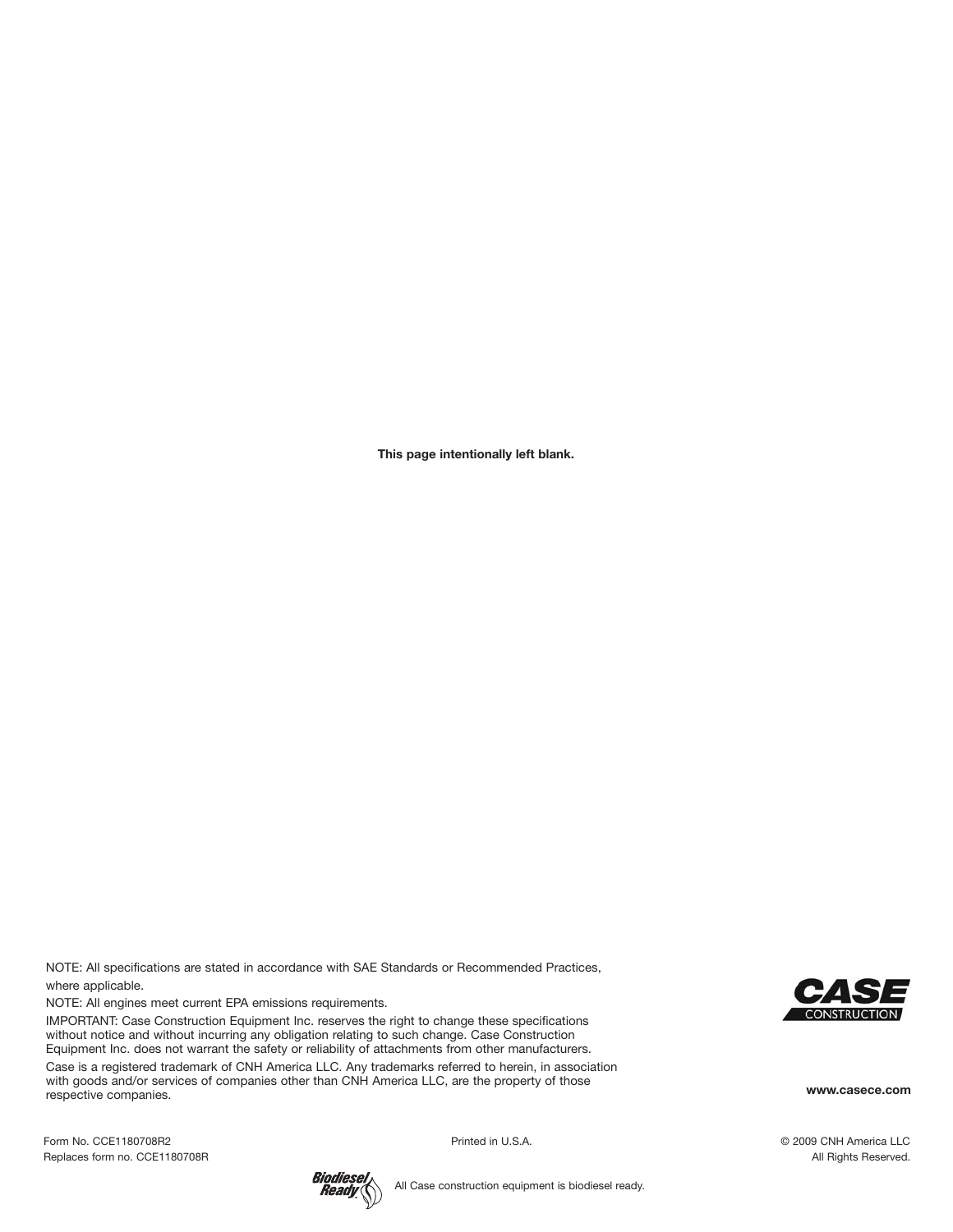**This page intentionally left blank.**

NOTE: All specifications are stated in accordance with SAE Standards or Recommended Practices, where applicable.

NOTE: All engines meet current EPA emissions requirements.

IMPORTANT: Case Construction Equipment Inc. reserves the right to change these specifications without notice and without incurring any obligation relating to such change. Case Construction Equipment Inc. does not warrant the safety or reliability of attachments from other manufacturers.

Case is a registered trademark of CNH America LLC. Any trademarks referred to herein, in association with goods and/or services of companies other than CNH America LLC, are the property of those respective companies.

CASE CONSTRUCTION

**www.casece.com**

Form No. CCE1180708R2
Replaces form no. CCE1180708R

Printed in U.S.A.

© 2009 CNH America LLC
All Rights Reserved.

Biodiesel Ready

All Case construction equipment is biodiesel ready.